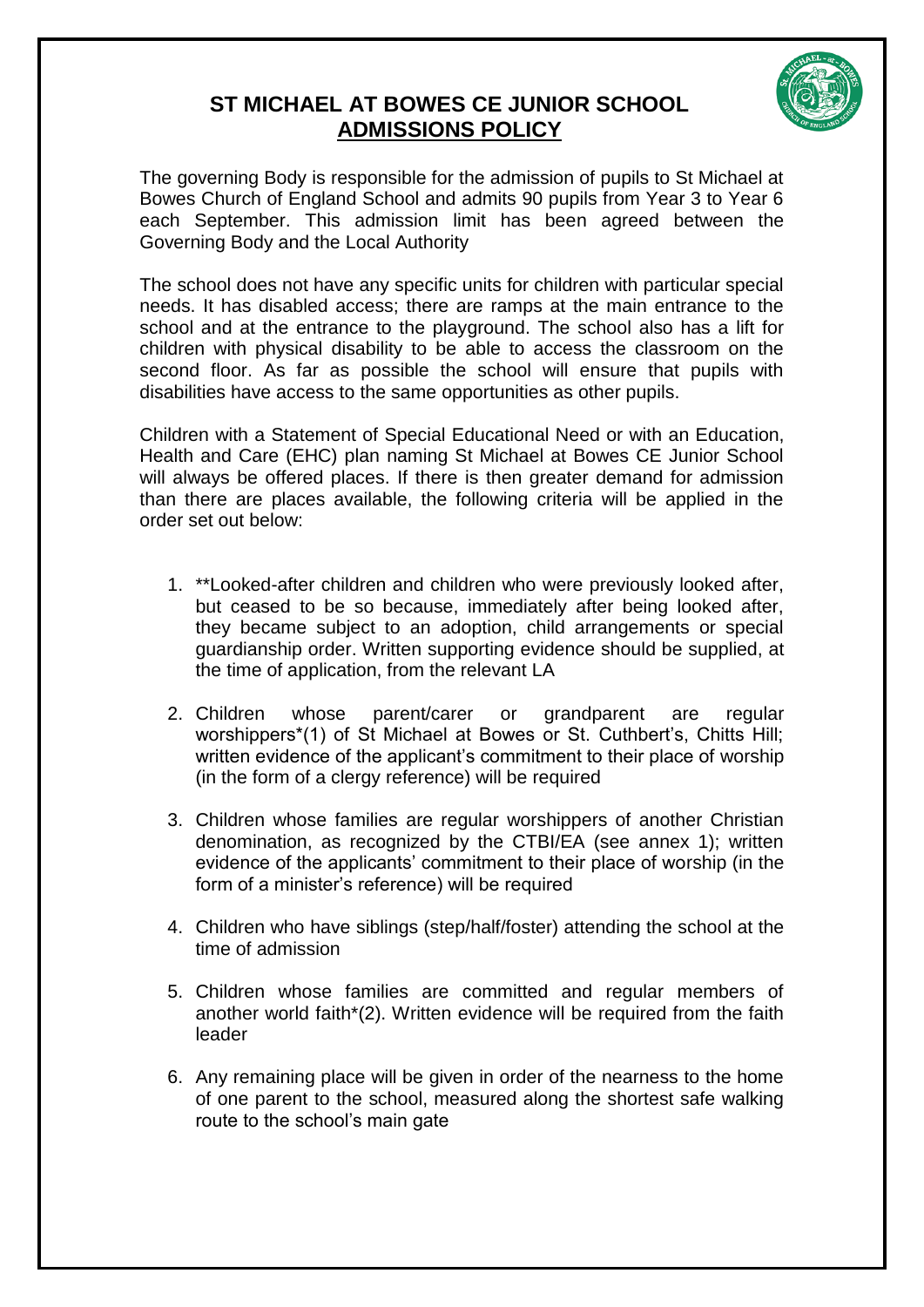# ST MICHAEL AT BOWES CE JUNIOR SCHOOL

## ADMISSIONS POLICY

The governing Body is responsible for the admission of pupils to St Michael at Bowes Church of England School and admits 90 pupils from Year 3 to Year 6 each September. This admission limit has been agreed between the Governing Body and the Local Authority

The school does not have any specific units for children with particular special needs. It has disabled access; there are ramps at the main entrance to the school and at the entrance to the playground. The school also has a lift for children with physical disability to be able to access the classroom on the second floor. As far as possible the school will ensure that pupils with disabilities have access to the same opportunities as other pupils.

Children with a Statement of Special Educational Need or with an Education, Health and Care (EHC) plan naming St Michael at Bowes CE Junior School will always be offered places. If there is then greater demand for admission than there are places available, the following criteria will be applied in the order set out below:

1. **Looked-after children and children who were previously looked after, but ceased to be so because, immediately after being looked after, they became subject to an adoption, child arrangements or special guardianship order. Written supporting evidence should be supplied, at the time of application, from the relevant LA
2. Children whose parent/carer or grandparent are regular worshippers*(1) of St Michael at Bowes or St. Cuthbert's, Chitts Hill; written evidence of the applicant's commitment to their place of worship (in the form of a clergy reference) will be required
3. Children whose families are regular worshippers of another Christian denomination, as recognized by the CTBI/EA (see annex 1); written evidence of the applicants' commitment to their place of worship (in the form of a minister's reference) will be required
4. Children who have siblings (step/half/foster) attending the school at the time of admission
5. Children whose families are committed and regular members of another world faith*(2). Written evidence will be required from the faith leader
6. Any remaining place will be given in order of the nearness to the home of one parent to the school, measured along the shortest safe walking route to the school's main gate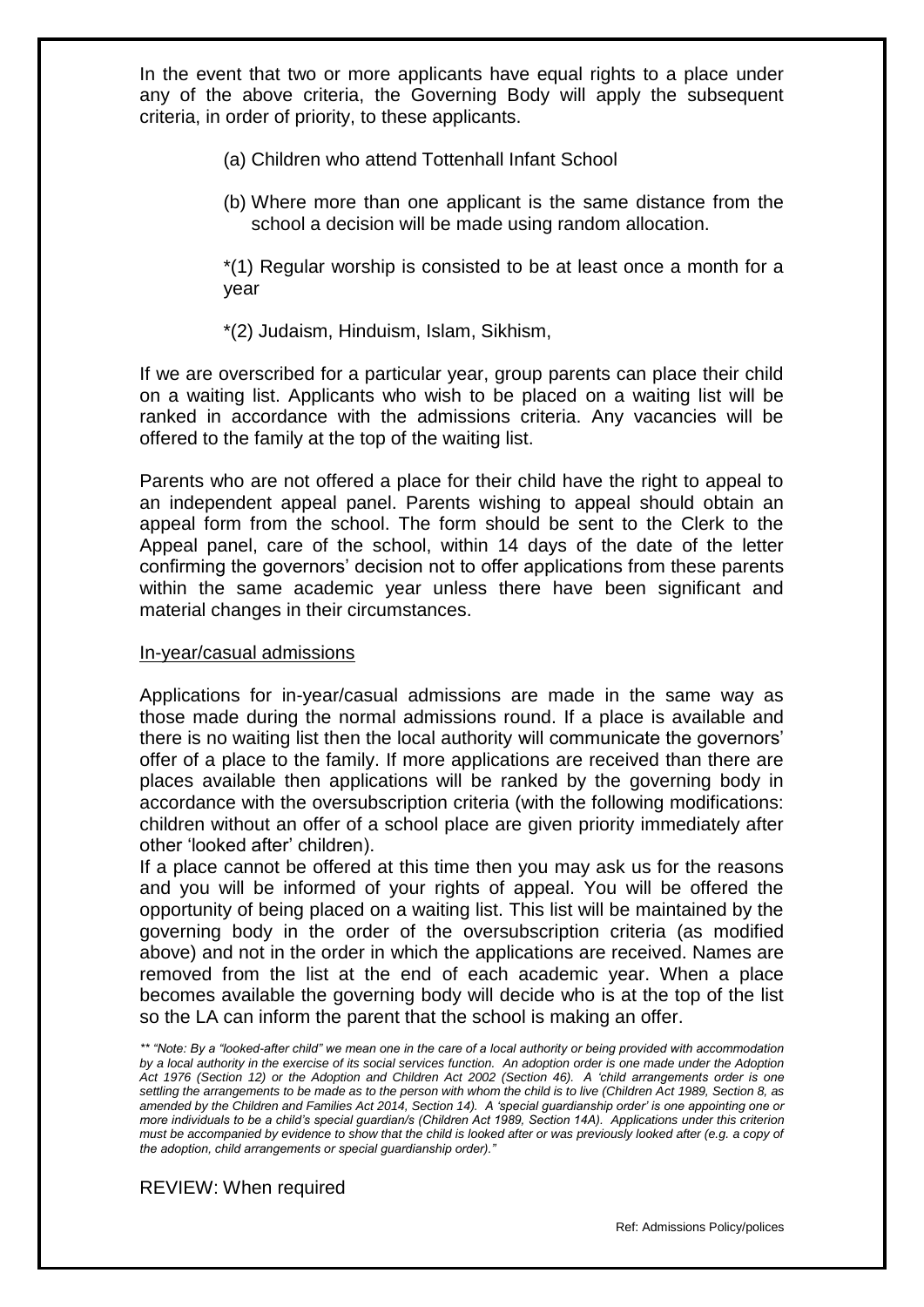In the event that two or more applicants have equal rights to a place under any of the above criteria, the Governing Body will apply the subsequent criteria, in order of priority, to these applicants.

(a) Children who attend Tottenhall Infant School

(b) Where more than one applicant is the same distance from the school a decision will be made using random allocation.

*(1) Regular worship is consisted to be at least once a month for a year

*(2) Judaism, Hinduism, Islam, Sikhism,

If we are overscribed for a particular year, group parents can place their child on a waiting list. Applicants who wish to be placed on a waiting list will be ranked in accordance with the admissions criteria. Any vacancies will be offered to the family at the top of the waiting list.

Parents who are not offered a place for their child have the right to appeal to an independent appeal panel. Parents wishing to appeal should obtain an appeal form from the school. The form should be sent to the Clerk to the Appeal panel, care of the school, within 14 days of the date of the letter confirming the governors' decision not to offer applications from these parents within the same academic year unless there have been significant and material changes in their circumstances.

In-year/casual admissions

Applications for in-year/casual admissions are made in the same way as those made during the normal admissions round. If a place is available and there is no waiting list then the local authority will communicate the governors' offer of a place to the family. If more applications are received than there are places available then applications will be ranked by the governing body in accordance with the oversubscription criteria (with the following modifications: children without an offer of a school place are given priority immediately after other 'looked after' children).

If a place cannot be offered at this time then you may ask us for the reasons and you will be informed of your rights of appeal. You will be offered the opportunity of being placed on a waiting list. This list will be maintained by the governing body in the order of the oversubscription criteria (as modified above) and not in the order in which the applications are received. Names are removed from the list at the end of each academic year. When a place becomes available the governing body will decide who is at the top of the list so the LA can inform the parent that the school is making an offer.

*\*\* "Note: By a "looked-after child" we mean one in the care of a local authority or being provided with accommodation by a local authority in the exercise of its social services function. An adoption order is one made under the Adoption Act 1976 (Section 12) or the Adoption and Children Act 2002 (Section 46). A 'child arrangements order is one settling the arrangements to be made as to the person with whom the child is to live (Children Act 1989, Section 8, as amended by the Children and Families Act 2014, Section 14). A 'special guardianship order' is one appointing one or more individuals to be a child's special guardian/s (Children Act 1989, Section 14A). Applications under this criterion must be accompanied by evidence to show that the child is looked after or was previously looked after (e.g. a copy of the adoption, child arrangements or special guardianship order)."*

REVIEW: When required

Ref: Admissions Policy/polices